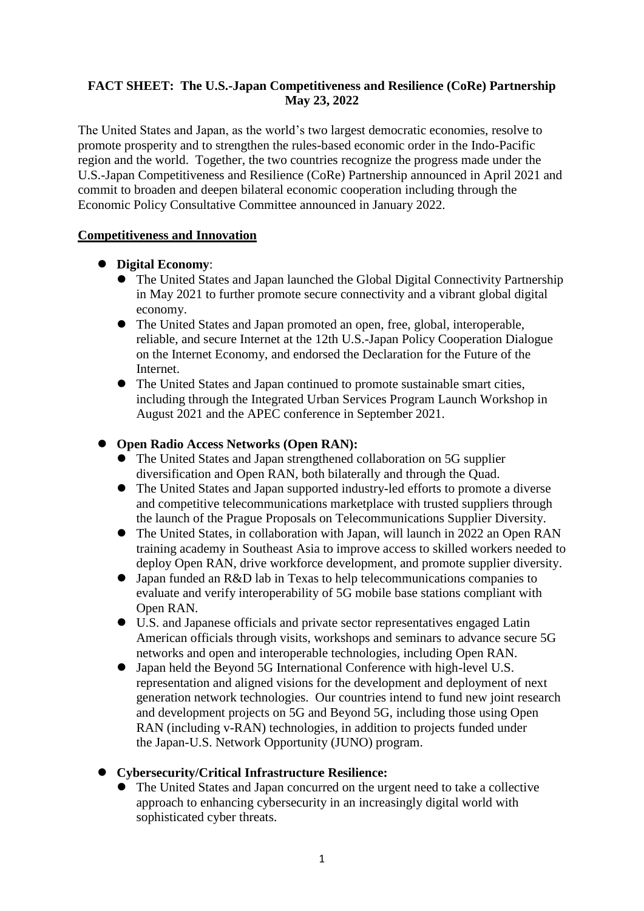**FACT SHEET: The U.S.-Japan Competitiveness and Resilience (CoRe) Partnership**
**May 23, 2022**

The United States and Japan, as the world's two largest democratic economies, resolve to promote prosperity and to strengthen the rules-based economic order in the Indo-Pacific region and the world. Together, the two countries recognize the progress made under the U.S.-Japan Competitiveness and Resilience (CoRe) Partnership announced in April 2021 and commit to broaden and deepen bilateral economic cooperation including through the Economic Policy Consultative Committee announced in January 2022.

## Competitiveness and Innovation

- **Digital Economy**:
  - The United States and Japan launched the Global Digital Connectivity Partnership in May 2021 to further promote secure connectivity and a vibrant global digital economy.
  - The United States and Japan promoted an open, free, global, interoperable, reliable, and secure Internet at the 12th U.S.-Japan Policy Cooperation Dialogue on the Internet Economy, and endorsed the Declaration for the Future of the Internet.
  - The United States and Japan continued to promote sustainable smart cities, including through the Integrated Urban Services Program Launch Workshop in August 2021 and the APEC conference in September 2021.

- **Open Radio Access Networks (Open RAN):**
  - The United States and Japan strengthened collaboration on 5G supplier diversification and Open RAN, both bilaterally and through the Quad.
  - The United States and Japan supported industry-led efforts to promote a diverse and competitive telecommunications marketplace with trusted suppliers through the launch of the Prague Proposals on Telecommunications Supplier Diversity.
  - The United States, in collaboration with Japan, will launch in 2022 an Open RAN training academy in Southeast Asia to improve access to skilled workers needed to deploy Open RAN, drive workforce development, and promote supplier diversity.
  - Japan funded an R&D lab in Texas to help telecommunications companies to evaluate and verify interoperability of 5G mobile base stations compliant with Open RAN.
  - U.S. and Japanese officials and private sector representatives engaged Latin American officials through visits, workshops and seminars to advance secure 5G networks and open and interoperable technologies, including Open RAN.
  - Japan held the Beyond 5G International Conference with high-level U.S. representation and aligned visions for the development and deployment of next generation network technologies. Our countries intend to fund new joint research and development projects on 5G and Beyond 5G, including those using Open RAN (including v-RAN) technologies, in addition to projects funded under the Japan-U.S. Network Opportunity (JUNO) program.

- **Cybersecurity/Critical Infrastructure Resilience:**
  - The United States and Japan concurred on the urgent need to take a collective approach to enhancing cybersecurity in an increasingly digital world with sophisticated cyber threats.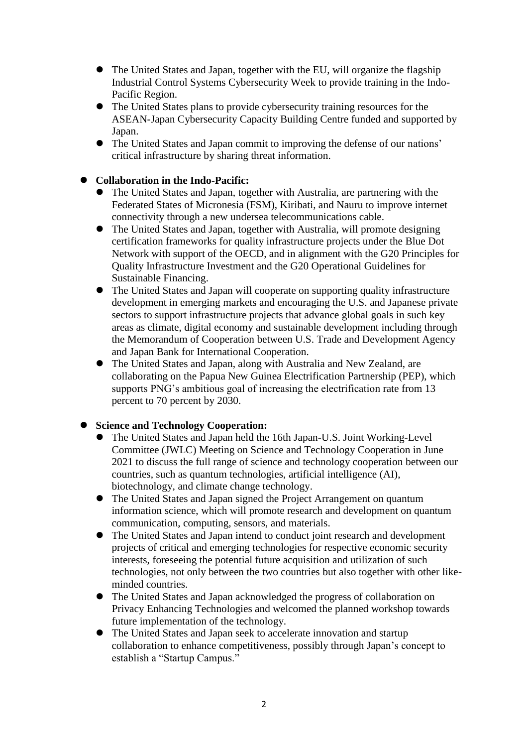- The United States and Japan, together with the EU, will organize the flagship Industrial Control Systems Cybersecurity Week to provide training in the Indo-Pacific Region.
- The United States plans to provide cybersecurity training resources for the ASEAN-Japan Cybersecurity Capacity Building Centre funded and supported by Japan.
- The United States and Japan commit to improving the defense of our nations' critical infrastructure by sharing threat information.

- **Collaboration in the Indo-Pacific:**
  - The United States and Japan, together with Australia, are partnering with the Federated States of Micronesia (FSM), Kiribati, and Nauru to improve internet connectivity through a new undersea telecommunications cable.
  - The United States and Japan, together with Australia, will promote designing certification frameworks for quality infrastructure projects under the Blue Dot Network with support of the OECD, and in alignment with the G20 Principles for Quality Infrastructure Investment and the G20 Operational Guidelines for Sustainable Financing.
  - The United States and Japan will cooperate on supporting quality infrastructure development in emerging markets and encouraging the U.S. and Japanese private sectors to support infrastructure projects that advance global goals in such key areas as climate, digital economy and sustainable development including through the Memorandum of Cooperation between U.S. Trade and Development Agency and Japan Bank for International Cooperation.
  - The United States and Japan, along with Australia and New Zealand, are collaborating on the Papua New Guinea Electrification Partnership (PEP), which supports PNG's ambitious goal of increasing the electrification rate from 13 percent to 70 percent by 2030.

- **Science and Technology Cooperation:**
  - The United States and Japan held the 16th Japan-U.S. Joint Working-Level Committee (JWLC) Meeting on Science and Technology Cooperation in June 2021 to discuss the full range of science and technology cooperation between our countries, such as quantum technologies, artificial intelligence (AI), biotechnology, and climate change technology.
  - The United States and Japan signed the Project Arrangement on quantum information science, which will promote research and development on quantum communication, computing, sensors, and materials.
  - The United States and Japan intend to conduct joint research and development projects of critical and emerging technologies for respective economic security interests, foreseeing the potential future acquisition and utilization of such technologies, not only between the two countries but also together with other like-minded countries.
  - The United States and Japan acknowledged the progress of collaboration on Privacy Enhancing Technologies and welcomed the planned workshop towards future implementation of the technology.
  - The United States and Japan seek to accelerate innovation and startup collaboration to enhance competitiveness, possibly through Japan's concept to establish a "Startup Campus."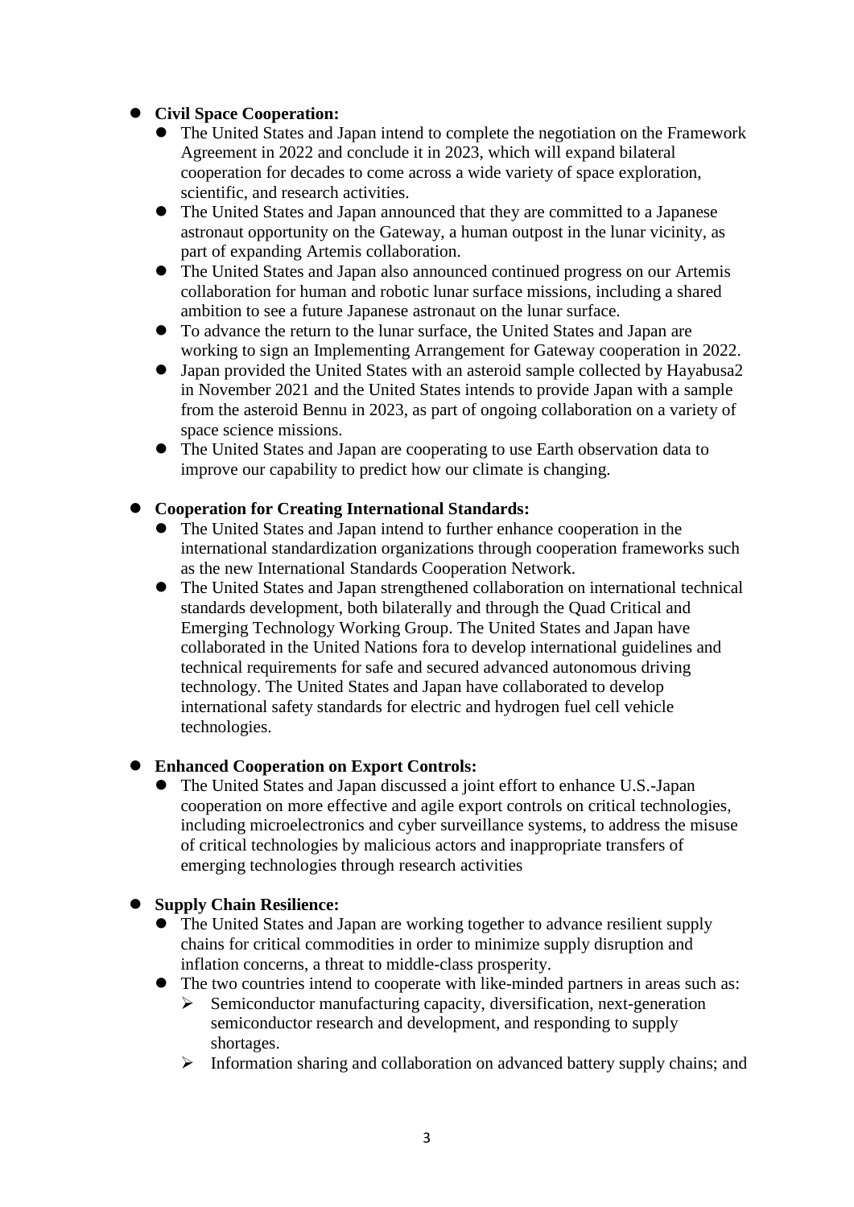- **Civil Space Cooperation:**
  - The United States and Japan intend to complete the negotiation on the Framework Agreement in 2022 and conclude it in 2023, which will expand bilateral cooperation for decades to come across a wide variety of space exploration, scientific, and research activities.
  - The United States and Japan announced that they are committed to a Japanese astronaut opportunity on the Gateway, a human outpost in the lunar vicinity, as part of expanding Artemis collaboration.
  - The United States and Japan also announced continued progress on our Artemis collaboration for human and robotic lunar surface missions, including a shared ambition to see a future Japanese astronaut on the lunar surface.
  - To advance the return to the lunar surface, the United States and Japan are working to sign an Implementing Arrangement for Gateway cooperation in 2022.
  - Japan provided the United States with an asteroid sample collected by Hayabusa2 in November 2021 and the United States intends to provide Japan with a sample from the asteroid Bennu in 2023, as part of ongoing collaboration on a variety of space science missions.
  - The United States and Japan are cooperating to use Earth observation data to improve our capability to predict how our climate is changing.

- **Cooperation for Creating International Standards:**
  - The United States and Japan intend to further enhance cooperation in the international standardization organizations through cooperation frameworks such as the new International Standards Cooperation Network.
  - The United States and Japan strengthened collaboration on international technical standards development, both bilaterally and through the Quad Critical and Emerging Technology Working Group. The United States and Japan have collaborated in the United Nations fora to develop international guidelines and technical requirements for safe and secured advanced autonomous driving technology. The United States and Japan have collaborated to develop international safety standards for electric and hydrogen fuel cell vehicle technologies.

- **Enhanced Cooperation on Export Controls:**
  - The United States and Japan discussed a joint effort to enhance U.S.-Japan cooperation on more effective and agile export controls on critical technologies, including microelectronics and cyber surveillance systems, to address the misuse of critical technologies by malicious actors and inappropriate transfers of emerging technologies through research activities

- **Supply Chain Resilience:**
  - The United States and Japan are working together to advance resilient supply chains for critical commodities in order to minimize supply disruption and inflation concerns, a threat to middle-class prosperity.
  - The two countries intend to cooperate with like-minded partners in areas such as:
    - Semiconductor manufacturing capacity, diversification, next-generation semiconductor research and development, and responding to supply shortages.
    - Information sharing and collaboration on advanced battery supply chains; and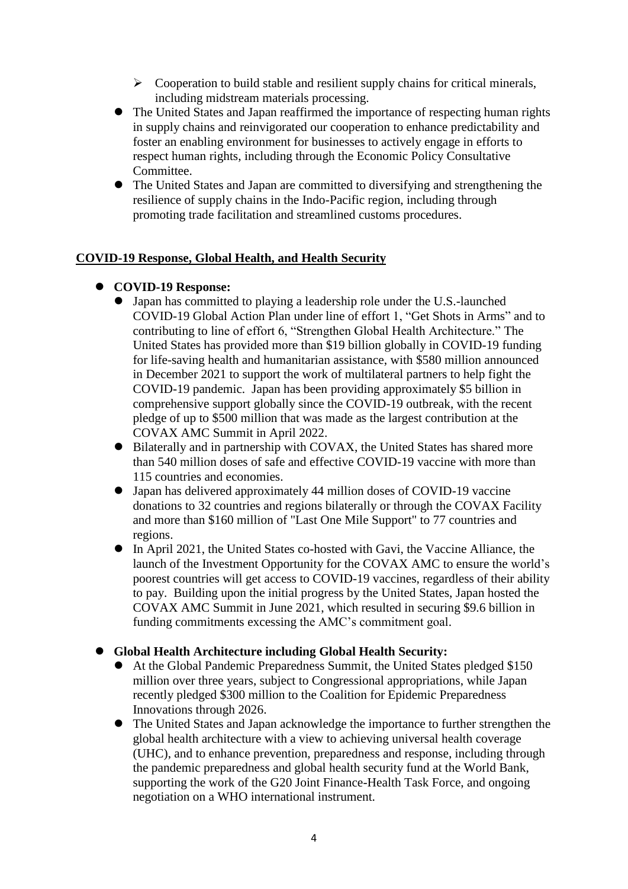- Cooperation to build stable and resilient supply chains for critical minerals, including midstream materials processing.
- The United States and Japan reaffirmed the importance of respecting human rights in supply chains and reinvigorated our cooperation to enhance predictability and foster an enabling environment for businesses to actively engage in efforts to respect human rights, including through the Economic Policy Consultative Committee.
- The United States and Japan are committed to diversifying and strengthening the resilience of supply chains in the Indo-Pacific region, including through promoting trade facilitation and streamlined customs procedures.

## COVID-19 Response, Global Health, and Health Security

- **COVID-19 Response:**
  - Japan has committed to playing a leadership role under the U.S.-launched COVID-19 Global Action Plan under line of effort 1, "Get Shots in Arms" and to contributing to line of effort 6, "Strengthen Global Health Architecture." The United States has provided more than $19 billion globally in COVID-19 funding for life-saving health and humanitarian assistance, with $580 million announced in December 2021 to support the work of multilateral partners to help fight the COVID-19 pandemic. Japan has been providing approximately $5 billion in comprehensive support globally since the COVID-19 outbreak, with the recent pledge of up to $500 million that was made as the largest contribution at the COVAX AMC Summit in April 2022.
  - Bilaterally and in partnership with COVAX, the United States has shared more than 540 million doses of safe and effective COVID-19 vaccine with more than 115 countries and economies.
  - Japan has delivered approximately 44 million doses of COVID-19 vaccine donations to 32 countries and regions bilaterally or through the COVAX Facility and more than $160 million of "Last One Mile Support" to 77 countries and regions.
  - In April 2021, the United States co-hosted with Gavi, the Vaccine Alliance, the launch of the Investment Opportunity for the COVAX AMC to ensure the world's poorest countries will get access to COVID-19 vaccines, regardless of their ability to pay. Building upon the initial progress by the United States, Japan hosted the COVAX AMC Summit in June 2021, which resulted in securing $9.6 billion in funding commitments excessing the AMC's commitment goal.

- **Global Health Architecture including Global Health Security:**
  - At the Global Pandemic Preparedness Summit, the United States pledged $150 million over three years, subject to Congressional appropriations, while Japan recently pledged $300 million to the Coalition for Epidemic Preparedness Innovations through 2026.
  - The United States and Japan acknowledge the importance to further strengthen the global health architecture with a view to achieving universal health coverage (UHC), and to enhance prevention, preparedness and response, including through the pandemic preparedness and global health security fund at the World Bank, supporting the work of the G20 Joint Finance-Health Task Force, and ongoing negotiation on a WHO international instrument.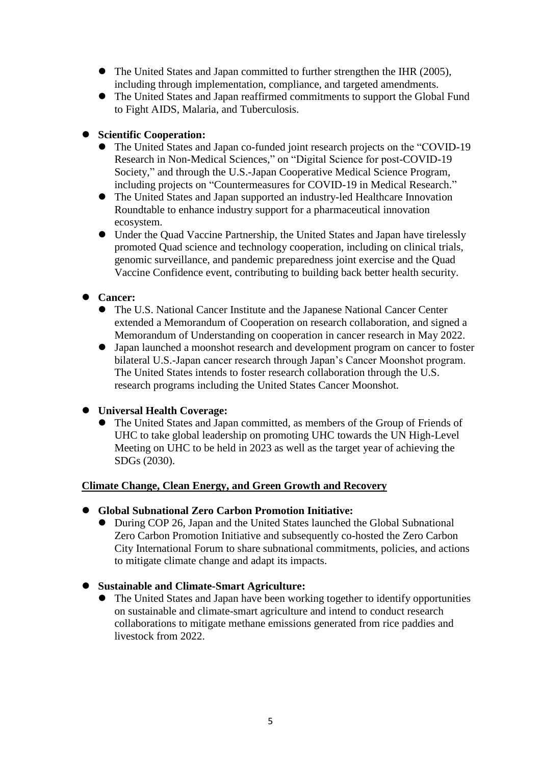- The United States and Japan committed to further strengthen the IHR (2005), including through implementation, compliance, and targeted amendments.
- The United States and Japan reaffirmed commitments to support the Global Fund to Fight AIDS, Malaria, and Tuberculosis.

- **Scientific Cooperation:**
  - The United States and Japan co-funded joint research projects on the "COVID-19 Research in Non-Medical Sciences," on "Digital Science for post-COVID-19 Society," and through the U.S.-Japan Cooperative Medical Science Program, including projects on "Countermeasures for COVID-19 in Medical Research."
  - The United States and Japan supported an industry-led Healthcare Innovation Roundtable to enhance industry support for a pharmaceutical innovation ecosystem.
  - Under the Quad Vaccine Partnership, the United States and Japan have tirelessly promoted Quad science and technology cooperation, including on clinical trials, genomic surveillance, and pandemic preparedness joint exercise and the Quad Vaccine Confidence event, contributing to building back better health security.

- **Cancer:**
  - The U.S. National Cancer Institute and the Japanese National Cancer Center extended a Memorandum of Cooperation on research collaboration, and signed a Memorandum of Understanding on cooperation in cancer research in May 2022.
  - Japan launched a moonshot research and development program on cancer to foster bilateral U.S.-Japan cancer research through Japan's Cancer Moonshot program. The United States intends to foster research collaboration through the U.S. research programs including the United States Cancer Moonshot.

- **Universal Health Coverage:**
  - The United States and Japan committed, as members of the Group of Friends of UHC to take global leadership on promoting UHC towards the UN High-Level Meeting on UHC to be held in 2023 as well as the target year of achieving the SDGs (2030).

## Climate Change, Clean Energy, and Green Growth and Recovery

- **Global Subnational Zero Carbon Promotion Initiative:**
  - During COP 26, Japan and the United States launched the Global Subnational Zero Carbon Promotion Initiative and subsequently co-hosted the Zero Carbon City International Forum to share subnational commitments, policies, and actions to mitigate climate change and adapt its impacts.

- **Sustainable and Climate-Smart Agriculture:**
  - The United States and Japan have been working together to identify opportunities on sustainable and climate-smart agriculture and intend to conduct research collaborations to mitigate methane emissions generated from rice paddies and livestock from 2022.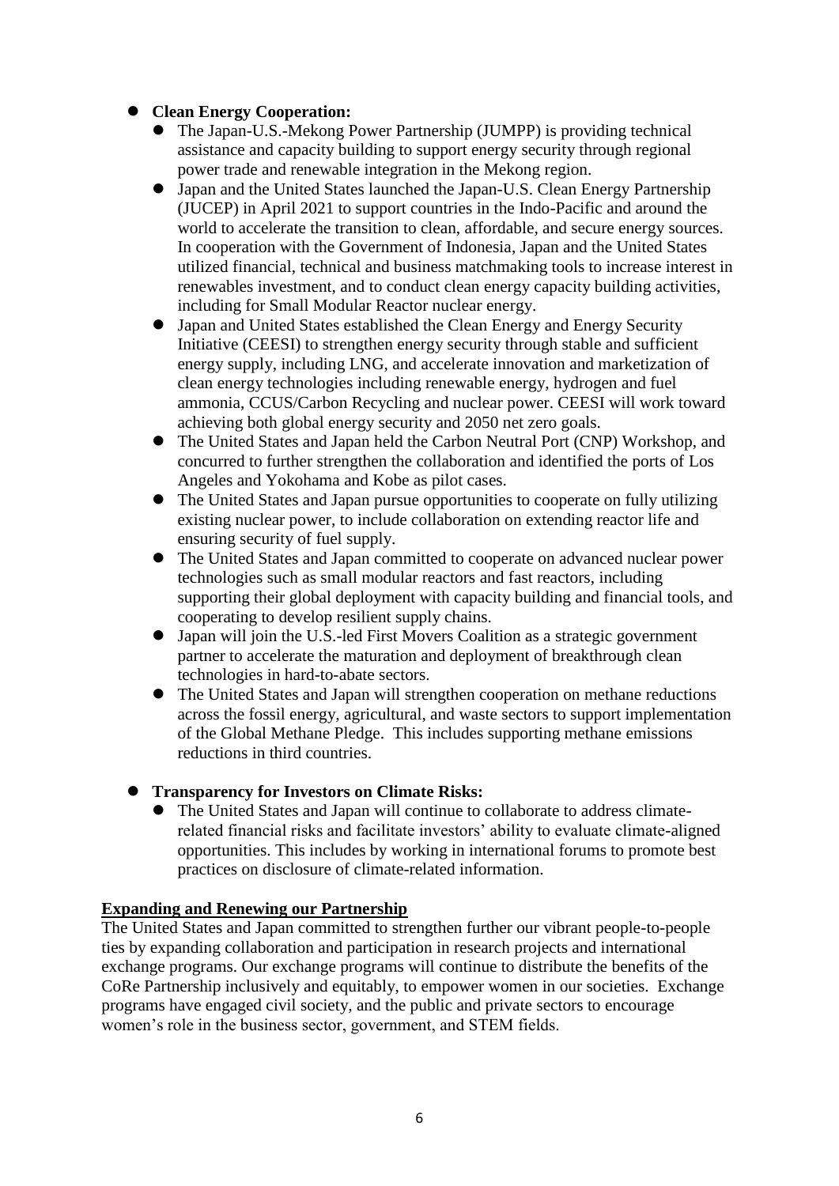- **Clean Energy Cooperation:**
  - The Japan-U.S.-Mekong Power Partnership (JUMPP) is providing technical assistance and capacity building to support energy security through regional power trade and renewable integration in the Mekong region.
  - Japan and the United States launched the Japan-U.S. Clean Energy Partnership (JUCEP) in April 2021 to support countries in the Indo-Pacific and around the world to accelerate the transition to clean, affordable, and secure energy sources. In cooperation with the Government of Indonesia, Japan and the United States utilized financial, technical and business matchmaking tools to increase interest in renewables investment, and to conduct clean energy capacity building activities, including for Small Modular Reactor nuclear energy.
  - Japan and United States established the Clean Energy and Energy Security Initiative (CEESI) to strengthen energy security through stable and sufficient energy supply, including LNG, and accelerate innovation and marketization of clean energy technologies including renewable energy, hydrogen and fuel ammonia, CCUS/Carbon Recycling and nuclear power. CEESI will work toward achieving both global energy security and 2050 net zero goals.
  - The United States and Japan held the Carbon Neutral Port (CNP) Workshop, and concurred to further strengthen the collaboration and identified the ports of Los Angeles and Yokohama and Kobe as pilot cases.
  - The United States and Japan pursue opportunities to cooperate on fully utilizing existing nuclear power, to include collaboration on extending reactor life and ensuring security of fuel supply.
  - The United States and Japan committed to cooperate on advanced nuclear power technologies such as small modular reactors and fast reactors, including supporting their global deployment with capacity building and financial tools, and cooperating to develop resilient supply chains.
  - Japan will join the U.S.-led First Movers Coalition as a strategic government partner to accelerate the maturation and deployment of breakthrough clean technologies in hard-to-abate sectors.
  - The United States and Japan will strengthen cooperation on methane reductions across the fossil energy, agricultural, and waste sectors to support implementation of the Global Methane Pledge. This includes supporting methane emissions reductions in third countries.

- **Transparency for Investors on Climate Risks:**
  - The United States and Japan will continue to collaborate to address climate-related financial risks and facilitate investors' ability to evaluate climate-aligned opportunities. This includes by working in international forums to promote best practices on disclosure of climate-related information.

## Expanding and Renewing our Partnership

The United States and Japan committed to strengthen further our vibrant people-to-people ties by expanding collaboration and participation in research projects and international exchange programs. Our exchange programs will continue to distribute the benefits of the CoRe Partnership inclusively and equitably, to empower women in our societies. Exchange programs have engaged civil society, and the public and private sectors to encourage women's role in the business sector, government, and STEM fields.